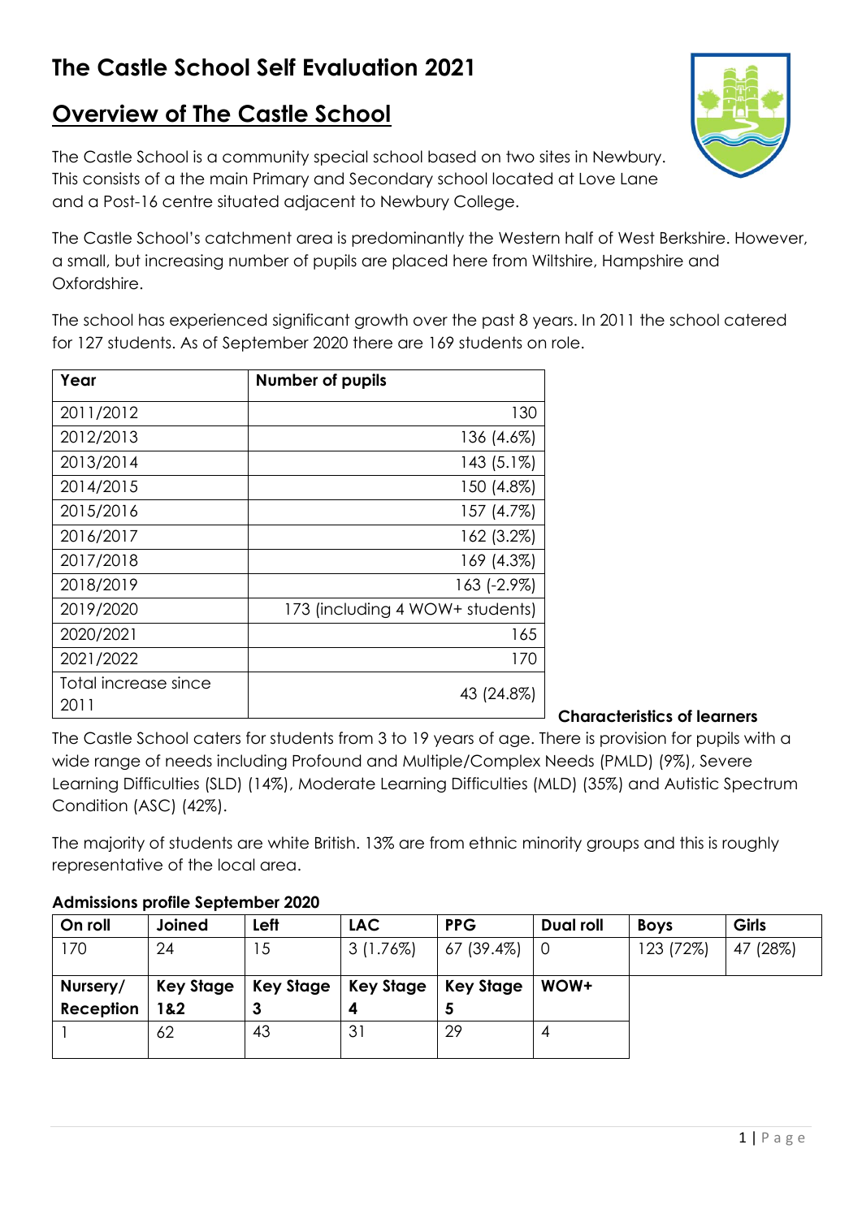# The Castle School Self Evaluation 2021

## Overview of The Castle School

The Castle School is a community special school based on two sites in Newbury. This consists of a the main Primary and Secondary school located at Love Lane and a Post-16 centre situated adjacent to Newbury College.

The Castle School's catchment area is predominantly the Western half of West Berkshire. However, a small, but increasing number of pupils are placed here from Wiltshire, Hampshire and Oxfordshire.

The school has experienced significant growth over the past 8 years. In 2011 the school catered for 127 students. As of September 2020 there are 169 students on role.

| Year | Number of pupils |
|---|---|
| 2011/2012 | 130 |
| 2012/2013 | 136 (4.6%) |
| 2013/2014 | 143 (5.1%) |
| 2014/2015 | 150 (4.8%) |
| 2015/2016 | 157 (4.7%) |
| 2016/2017 | 162 (3.2%) |
| 2017/2018 | 169 (4.3%) |
| 2018/2019 | 163 (-2.9%) |
| 2019/2020 | 173 (including 4 WOW+ students) |
| 2020/2021 | 165 |
| 2021/2022 | 170 |
| Total increase since 2011 | 43 (24.8%) |

**Characteristics of learners**

The Castle School caters for students from 3 to 19 years of age. There is provision for pupils with a wide range of needs including Profound and Multiple/Complex Needs (PMLD) (9%), Severe Learning Difficulties (SLD) (14%), Moderate Learning Difficulties (MLD) (35%) and Autistic Spectrum Condition (ASC) (42%).

The majority of students are white British. 13% are from ethnic minority groups and this is roughly representative of the local area.

**Admissions profile September 2020**

| On roll | Joined | Left | LAC | PPG | Dual roll | Boys | Girls |
|---|---|---|---|---|---|---|---|
| 170 | 24 | 15 | 3 (1.76%) | 67 (39.4%) | 0 | 123 (72%) | 47 (28%) |
| **Nursery/ Reception** | **Key Stage 1&2** | **Key Stage 3** | **Key Stage 4** | **Key Stage 5** | **WOW+** | | |
| 1 | 62 | 43 | 31 | 29 | 4 | | |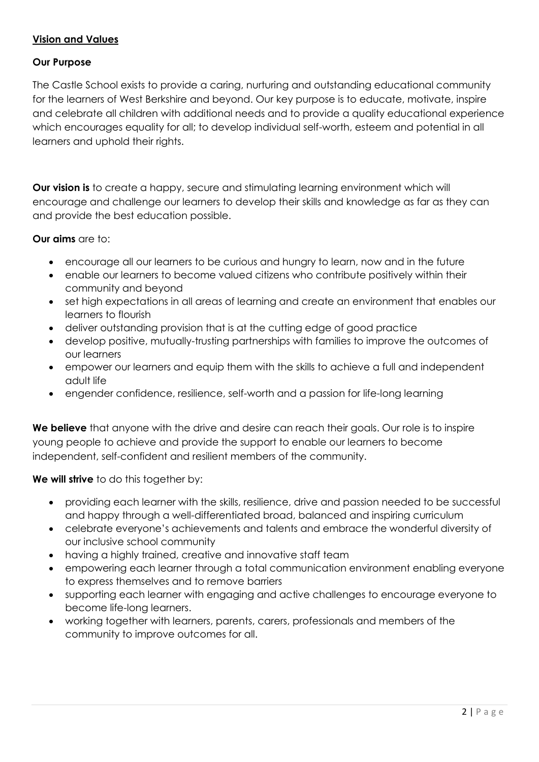## Vision and Values

### Our Purpose

The Castle School exists to provide a caring, nurturing and outstanding educational community for the learners of West Berkshire and beyond. Our key purpose is to educate, motivate, inspire and celebrate all children with additional needs and to provide a quality educational experience which encourages equality for all; to develop individual self-worth, esteem and potential in all learners and uphold their rights.

**Our vision is** to create a happy, secure and stimulating learning environment which will encourage and challenge our learners to develop their skills and knowledge as far as they can and provide the best education possible.

**Our aims** are to:

- encourage all our learners to be curious and hungry to learn, now and in the future
- enable our learners to become valued citizens who contribute positively within their community and beyond
- set high expectations in all areas of learning and create an environment that enables our learners to flourish
- deliver outstanding provision that is at the cutting edge of good practice
- develop positive, mutually-trusting partnerships with families to improve the outcomes of our learners
- empower our learners and equip them with the skills to achieve a full and independent adult life
- engender confidence, resilience, self-worth and a passion for life-long learning

**We believe** that anyone with the drive and desire can reach their goals. Our role is to inspire young people to achieve and provide the support to enable our learners to become independent, self-confident and resilient members of the community.

**We will strive** to do this together by:

- providing each learner with the skills, resilience, drive and passion needed to be successful and happy through a well-differentiated broad, balanced and inspiring curriculum
- celebrate everyone's achievements and talents and embrace the wonderful diversity of our inclusive school community
- having a highly trained, creative and innovative staff team
- empowering each learner through a total communication environment enabling everyone to express themselves and to remove barriers
- supporting each learner with engaging and active challenges to encourage everyone to become life-long learners.
- working together with learners, parents, carers, professionals and members of the community to improve outcomes for all.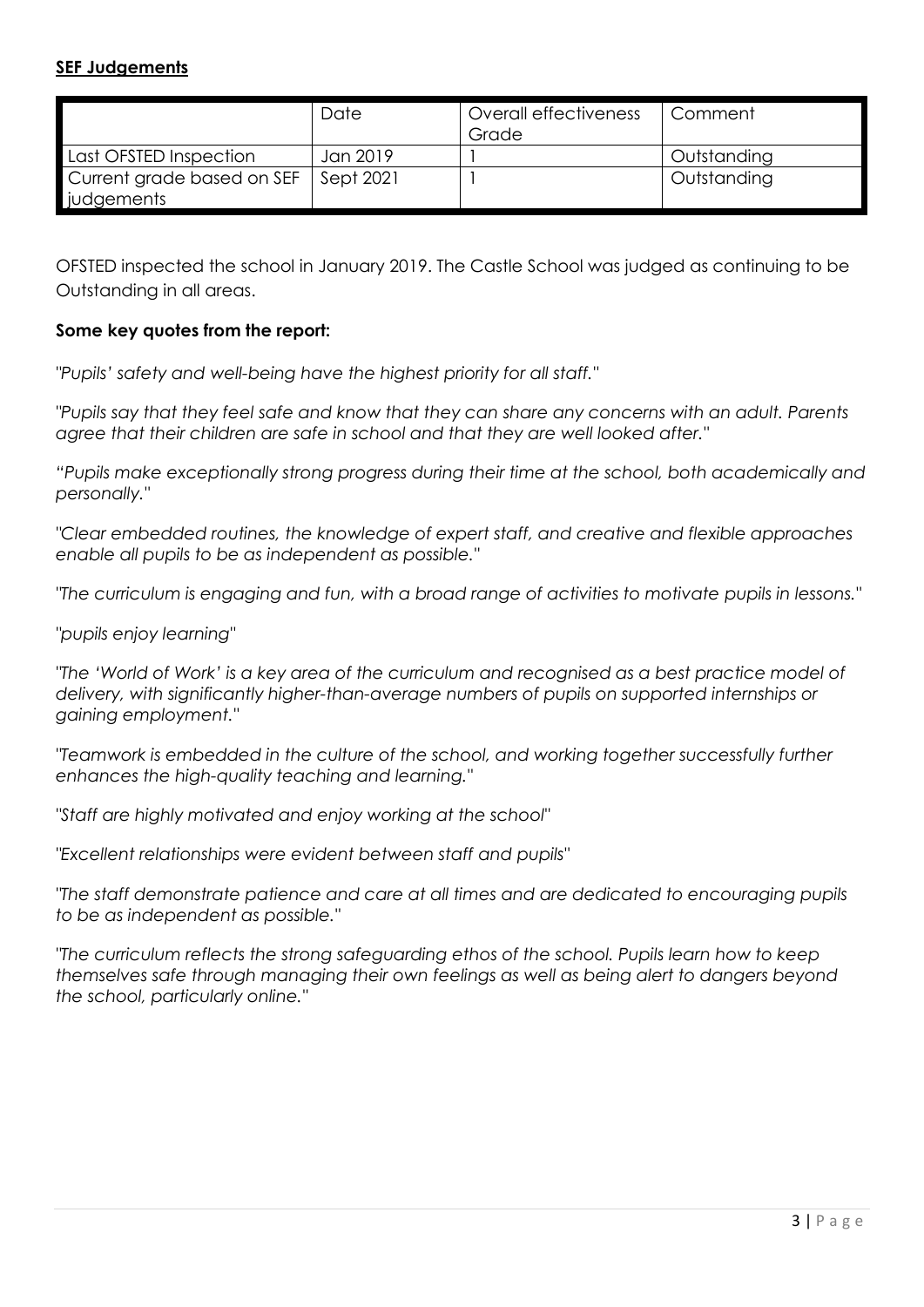**SEF Judgements**

| | Date | Overall effectiveness Grade | Comment |
|---|---|---|---|
| Last OFSTED Inspection | Jan 2019 | 1 | Outstanding |
| Current grade based on SEF judgements | Sept 2021 | 1 | Outstanding |

OFSTED inspected the school in January 2019. The Castle School was judged as continuing to be Outstanding in all areas.

**Some key quotes from the report:**

*"Pupils' safety and well-being have the highest priority for all staff."*

*"Pupils say that they feel safe and know that they can share any concerns with an adult. Parents agree that their children are safe in school and that they are well looked after."*

*"Pupils make exceptionally strong progress during their time at the school, both academically and personally."*

*"Clear embedded routines, the knowledge of expert staff, and creative and flexible approaches enable all pupils to be as independent as possible."*

*"The curriculum is engaging and fun, with a broad range of activities to motivate pupils in lessons."*

*"pupils enjoy learning"*

*"The 'World of Work' is a key area of the curriculum and recognised as a best practice model of delivery, with significantly higher-than-average numbers of pupils on supported internships or gaining employment."*

*"Teamwork is embedded in the culture of the school, and working together successfully further enhances the high-quality teaching and learning."*

*"Staff are highly motivated and enjoy working at the school"*

*"Excellent relationships were evident between staff and pupils"*

*"The staff demonstrate patience and care at all times and are dedicated to encouraging pupils to be as independent as possible."*

*"The curriculum reflects the strong safeguarding ethos of the school. Pupils learn how to keep themselves safe through managing their own feelings as well as being alert to dangers beyond the school, particularly online."*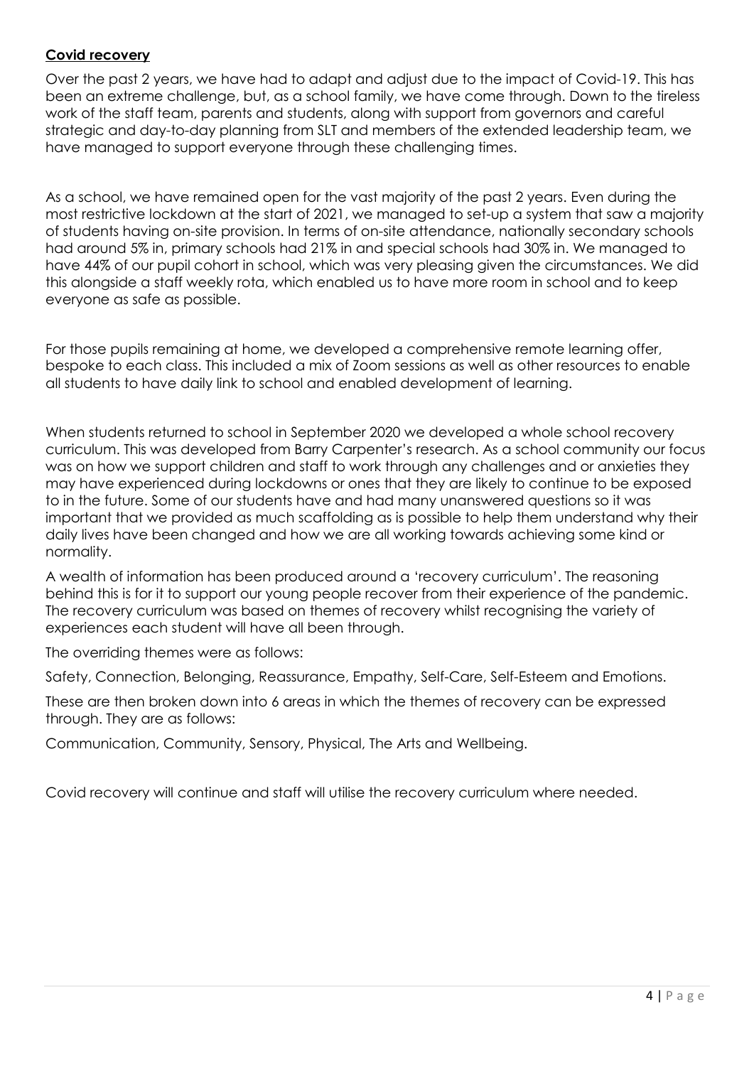## **Covid recovery**

Over the past 2 years, we have had to adapt and adjust due to the impact of Covid-19. This has been an extreme challenge, but, as a school family, we have come through. Down to the tireless work of the staff team, parents and students, along with support from governors and careful strategic and day-to-day planning from SLT and members of the extended leadership team, we have managed to support everyone through these challenging times.

As a school, we have remained open for the vast majority of the past 2 years. Even during the most restrictive lockdown at the start of 2021, we managed to set-up a system that saw a majority of students having on-site provision. In terms of on-site attendance, nationally secondary schools had around 5% in, primary schools had 21% in and special schools had 30% in. We managed to have 44% of our pupil cohort in school, which was very pleasing given the circumstances. We did this alongside a staff weekly rota, which enabled us to have more room in school and to keep everyone as safe as possible.

For those pupils remaining at home, we developed a comprehensive remote learning offer, bespoke to each class. This included a mix of Zoom sessions as well as other resources to enable all students to have daily link to school and enabled development of learning.

When students returned to school in September 2020 we developed a whole school recovery curriculum. This was developed from Barry Carpenter's research. As a school community our focus was on how we support children and staff to work through any challenges and or anxieties they may have experienced during lockdowns or ones that they are likely to continue to be exposed to in the future. Some of our students have and had many unanswered questions so it was important that we provided as much scaffolding as is possible to help them understand why their daily lives have been changed and how we are all working towards achieving some kind or normality.

A wealth of information has been produced around a 'recovery curriculum'. The reasoning behind this is for it to support our young people recover from their experience of the pandemic. The recovery curriculum was based on themes of recovery whilst recognising the variety of experiences each student will have all been through.

The overriding themes were as follows:

Safety, Connection, Belonging, Reassurance, Empathy, Self-Care, Self-Esteem and Emotions.

These are then broken down into 6 areas in which the themes of recovery can be expressed through. They are as follows:

Communication, Community, Sensory, Physical, The Arts and Wellbeing.

Covid recovery will continue and staff will utilise the recovery curriculum where needed.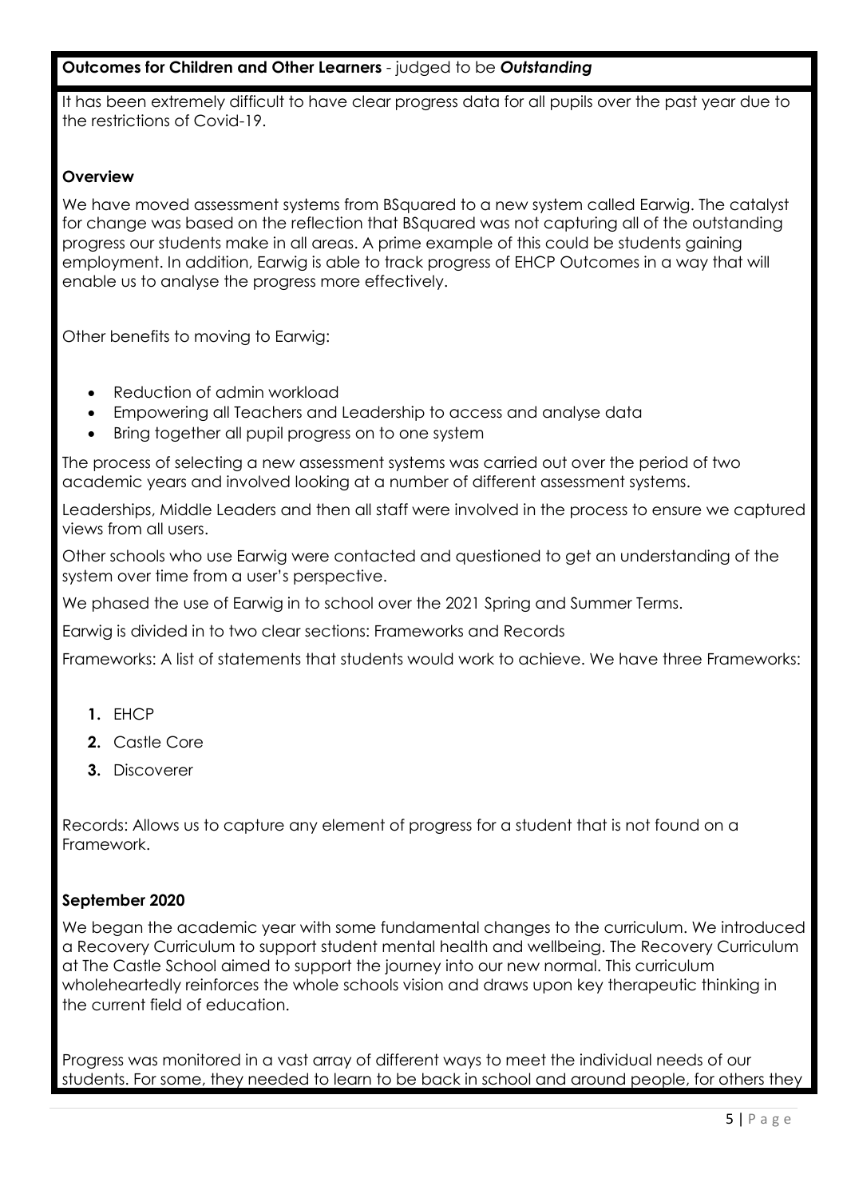**Outcomes for Children and Other Learners** - judged to be ***Outstanding***

It has been extremely difficult to have clear progress data for all pupils over the past year due to the restrictions of Covid-19.

**Overview**

We have moved assessment systems from BSquared to a new system called Earwig. The catalyst for change was based on the reflection that BSquared was not capturing all of the outstanding progress our students make in all areas. A prime example of this could be students gaining employment. In addition, Earwig is able to track progress of EHCP Outcomes in a way that will enable us to analyse the progress more effectively.

Other benefits to moving to Earwig:

- Reduction of admin workload
- Empowering all Teachers and Leadership to access and analyse data
- Bring together all pupil progress on to one system

The process of selecting a new assessment systems was carried out over the period of two academic years and involved looking at a number of different assessment systems.

Leaderships, Middle Leaders and then all staff were involved in the process to ensure we captured views from all users.

Other schools who use Earwig were contacted and questioned to get an understanding of the system over time from a user's perspective.

We phased the use of Earwig in to school over the 2021 Spring and Summer Terms.

Earwig is divided in to two clear sections: Frameworks and Records

Frameworks: A list of statements that students would work to achieve. We have three Frameworks:

1. EHCP
2. Castle Core
3. Discoverer

Records: Allows us to capture any element of progress for a student that is not found on a Framework.

**September 2020**

We began the academic year with some fundamental changes to the curriculum. We introduced a Recovery Curriculum to support student mental health and wellbeing. The Recovery Curriculum at The Castle School aimed to support the journey into our new normal. This curriculum wholeheartedly reinforces the whole schools vision and draws upon key therapeutic thinking in the current field of education.

Progress was monitored in a vast array of different ways to meet the individual needs of our students. For some, they needed to learn to be back in school and around people, for others they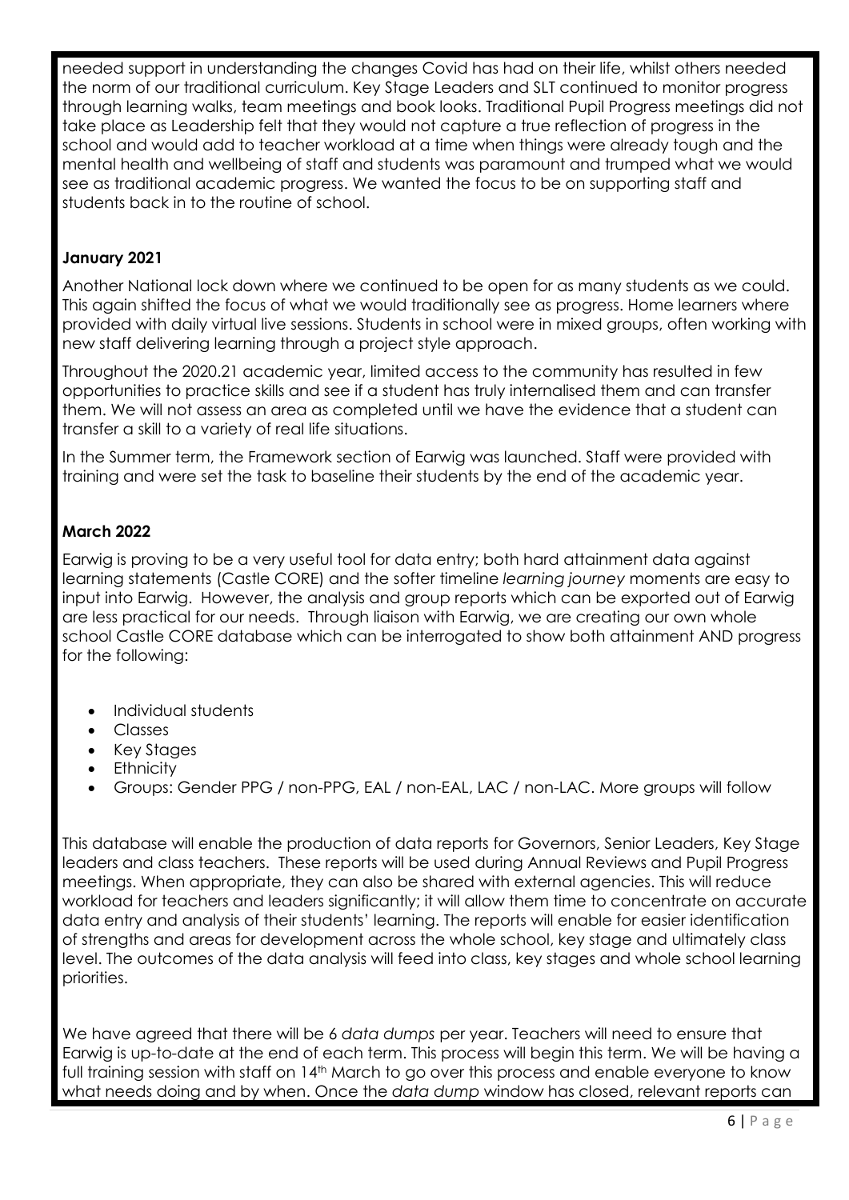needed support in understanding the changes Covid has had on their life, whilst others needed the norm of our traditional curriculum. Key Stage Leaders and SLT continued to monitor progress through learning walks, team meetings and book looks. Traditional Pupil Progress meetings did not take place as Leadership felt that they would not capture a true reflection of progress in the school and would add to teacher workload at a time when things were already tough and the mental health and wellbeing of staff and students was paramount and trumped what we would see as traditional academic progress. We wanted the focus to be on supporting staff and students back in to the routine of school.

**January 2021**

Another National lock down where we continued to be open for as many students as we could. This again shifted the focus of what we would traditionally see as progress. Home learners where provided with daily virtual live sessions. Students in school were in mixed groups, often working with new staff delivering learning through a project style approach.

Throughout the 2020.21 academic year, limited access to the community has resulted in few opportunities to practice skills and see if a student has truly internalised them and can transfer them. We will not assess an area as completed until we have the evidence that a student can transfer a skill to a variety of real life situations.

In the Summer term, the Framework section of Earwig was launched. Staff were provided with training and were set the task to baseline their students by the end of the academic year.

**March 2022**

Earwig is proving to be a very useful tool for data entry; both hard attainment data against learning statements (Castle CORE) and the softer timeline *learning journey* moments are easy to input into Earwig. However, the analysis and group reports which can be exported out of Earwig are less practical for our needs. Through liaison with Earwig, we are creating our own whole school Castle CORE database which can be interrogated to show both attainment AND progress for the following:

- Individual students
- Classes
- Key Stages
- Ethnicity
- Groups: Gender PPG / non-PPG, EAL / non-EAL, LAC / non-LAC. More groups will follow

This database will enable the production of data reports for Governors, Senior Leaders, Key Stage leaders and class teachers. These reports will be used during Annual Reviews and Pupil Progress meetings. When appropriate, they can also be shared with external agencies. This will reduce workload for teachers and leaders significantly; it will allow them time to concentrate on accurate data entry and analysis of their students' learning. The reports will enable for easier identification of strengths and areas for development across the whole school, key stage and ultimately class level. The outcomes of the data analysis will feed into class, key stages and whole school learning priorities.

We have agreed that there will be 6 *data dumps* per year. Teachers will need to ensure that Earwig is up-to-date at the end of each term. This process will begin this term. We will be having a full training session with staff on 14th March to go over this process and enable everyone to know what needs doing and by when. Once the *data dump* window has closed, relevant reports can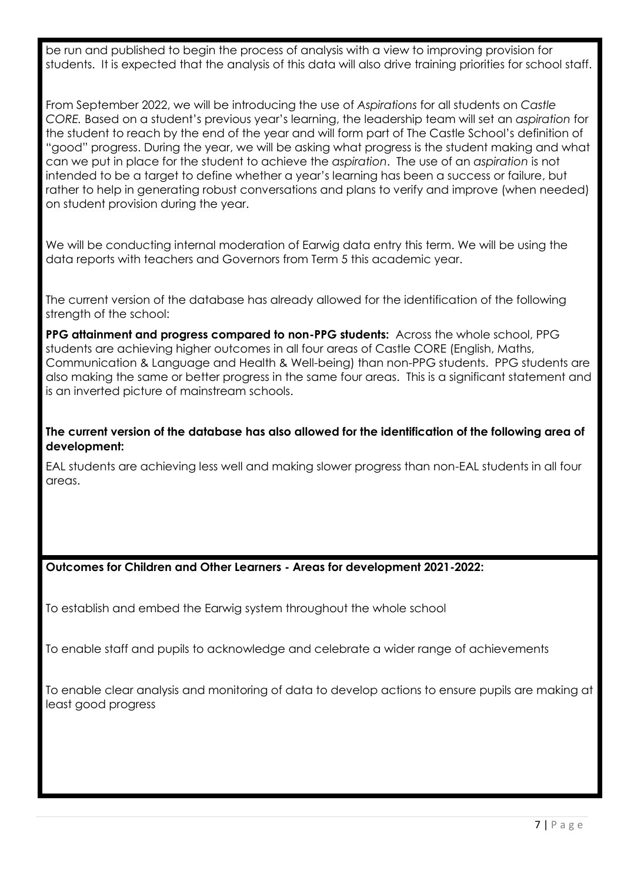be run and published to begin the process of analysis with a view to improving provision for students. It is expected that the analysis of this data will also drive training priorities for school staff.

From September 2022, we will be introducing the use of *Aspirations* for all students on *Castle CORE.* Based on a student's previous year's learning, the leadership team will set an *aspiration* for the student to reach by the end of the year and will form part of The Castle School's definition of "good" progress. During the year, we will be asking what progress is the student making and what can we put in place for the student to achieve the *aspiration*. The use of an *aspiration* is not intended to be a target to define whether a year's learning has been a success or failure, but rather to help in generating robust conversations and plans to verify and improve (when needed) on student provision during the year.

We will be conducting internal moderation of Earwig data entry this term. We will be using the data reports with teachers and Governors from Term 5 this academic year.

The current version of the database has already allowed for the identification of the following strength of the school:

**PPG attainment and progress compared to non-PPG students:** Across the whole school, PPG students are achieving higher outcomes in all four areas of Castle CORE (English, Maths, Communication & Language and Health & Well-being) than non-PPG students. PPG students are also making the same or better progress in the same four areas. This is a significant statement and is an inverted picture of mainstream schools.

**The current version of the database has also allowed for the identification of the following area of development:**

EAL students are achieving less well and making slower progress than non-EAL students in all four areas.

**Outcomes for Children and Other Learners - Areas for development 2021-2022:**

To establish and embed the Earwig system throughout the whole school

To enable staff and pupils to acknowledge and celebrate a wider range of achievements

To enable clear analysis and monitoring of data to develop actions to ensure pupils are making at least good progress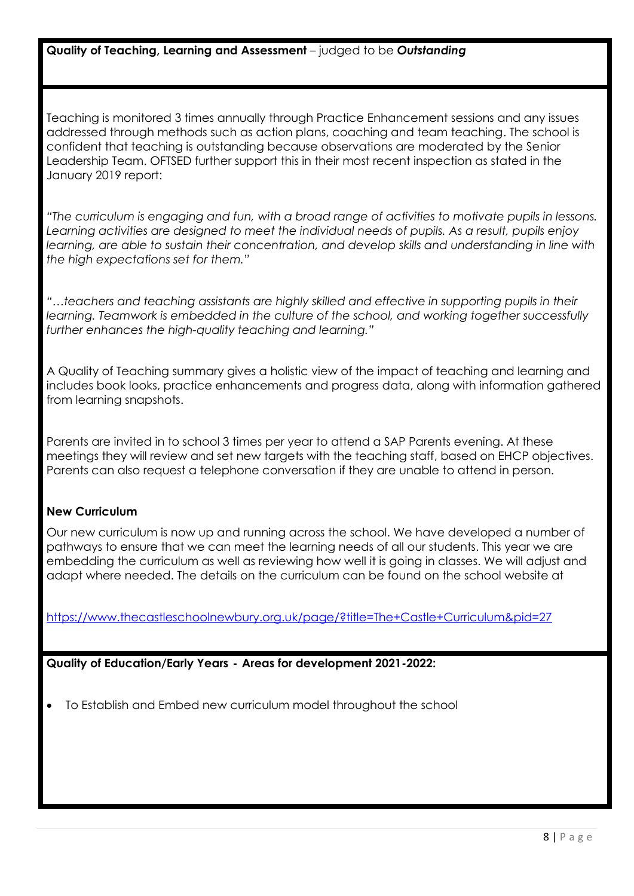**Quality of Teaching, Learning and Assessment** – judged to be ***Outstanding***

Teaching is monitored 3 times annually through Practice Enhancement sessions and any issues addressed through methods such as action plans, coaching and team teaching. The school is confident that teaching is outstanding because observations are moderated by the Senior Leadership Team. OFTSED further support this in their most recent inspection as stated in the January 2019 report:

*"The curriculum is engaging and fun, with a broad range of activities to motivate pupils in lessons. Learning activities are designed to meet the individual needs of pupils. As a result, pupils enjoy learning, are able to sustain their concentration, and develop skills and understanding in line with the high expectations set for them."*

*"…teachers and teaching assistants are highly skilled and effective in supporting pupils in their learning. Teamwork is embedded in the culture of the school, and working together successfully further enhances the high-quality teaching and learning."*

A Quality of Teaching summary gives a holistic view of the impact of teaching and learning and includes book looks, practice enhancements and progress data, along with information gathered from learning snapshots.

Parents are invited in to school 3 times per year to attend a SAP Parents evening. At these meetings they will review and set new targets with the teaching staff, based on EHCP objectives. Parents can also request a telephone conversation if they are unable to attend in person.

**New Curriculum**

Our new curriculum is now up and running across the school. We have developed a number of pathways to ensure that we can meet the learning needs of all our students. This year we are embedding the curriculum as well as reviewing how well it is going in classes. We will adjust and adapt where needed. The details on the curriculum can be found on the school website at

https://www.thecastleschoolnewbury.org.uk/page/?title=The+Castle+Curriculum&pid=27

**Quality of Education/Early Years - Areas for development 2021-2022:**

- To Establish and Embed new curriculum model throughout the school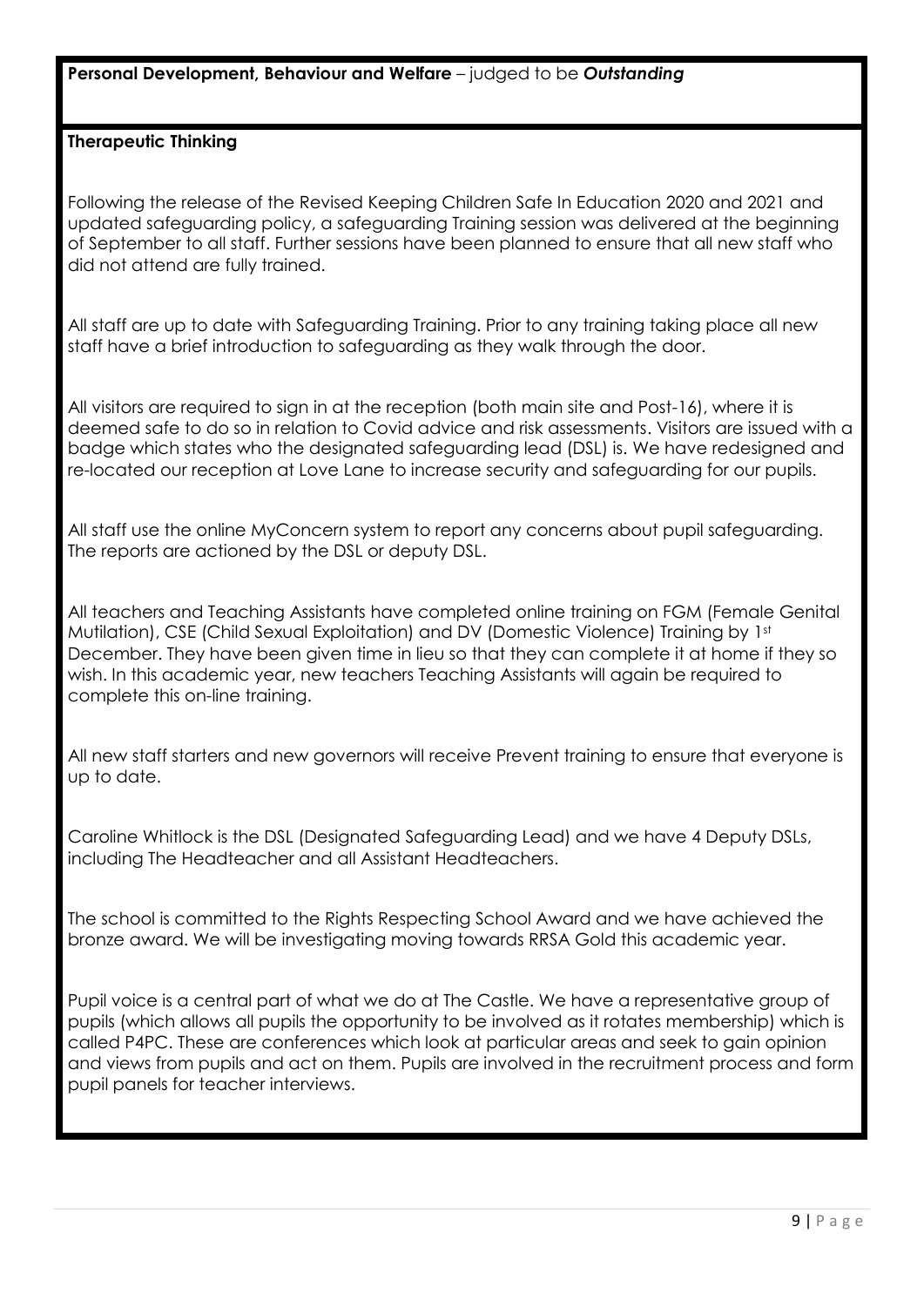**Personal Development, Behaviour and Welfare** – judged to be ***Outstanding***

**Therapeutic Thinking**

Following the release of the Revised Keeping Children Safe In Education 2020 and 2021 and updated safeguarding policy, a safeguarding Training session was delivered at the beginning of September to all staff. Further sessions have been planned to ensure that all new staff who did not attend are fully trained.

All staff are up to date with Safeguarding Training. Prior to any training taking place all new staff have a brief introduction to safeguarding as they walk through the door.

All visitors are required to sign in at the reception (both main site and Post-16), where it is deemed safe to do so in relation to Covid advice and risk assessments. Visitors are issued with a badge which states who the designated safeguarding lead (DSL) is. We have redesigned and re-located our reception at Love Lane to increase security and safeguarding for our pupils.

All staff use the online MyConcern system to report any concerns about pupil safeguarding. The reports are actioned by the DSL or deputy DSL.

All teachers and Teaching Assistants have completed online training on FGM (Female Genital Mutilation), CSE (Child Sexual Exploitation) and DV (Domestic Violence) Training by 1st December. They have been given time in lieu so that they can complete it at home if they so wish. In this academic year, new teachers Teaching Assistants will again be required to complete this on-line training.

All new staff starters and new governors will receive Prevent training to ensure that everyone is up to date.

Caroline Whitlock is the DSL (Designated Safeguarding Lead) and we have 4 Deputy DSLs, including The Headteacher and all Assistant Headteachers.

The school is committed to the Rights Respecting School Award and we have achieved the bronze award. We will be investigating moving towards RRSA Gold this academic year.

Pupil voice is a central part of what we do at The Castle. We have a representative group of pupils (which allows all pupils the opportunity to be involved as it rotates membership) which is called P4PC. These are conferences which look at particular areas and seek to gain opinion and views from pupils and act on them. Pupils are involved in the recruitment process and form pupil panels for teacher interviews.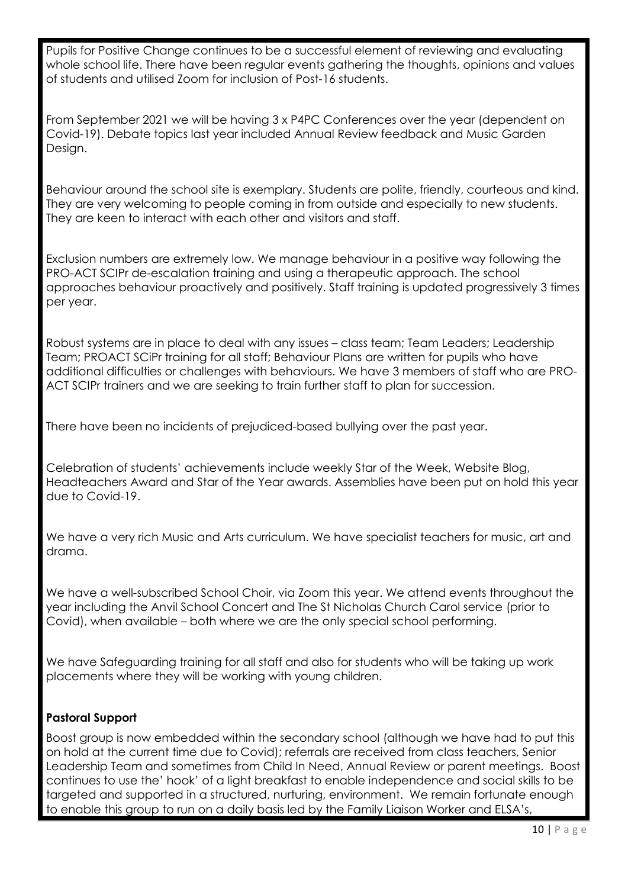Pupils for Positive Change continues to be a successful element of reviewing and evaluating whole school life. There have been regular events gathering the thoughts, opinions and values of students and utilised Zoom for inclusion of Post-16 students.

From September 2021 we will be having 3 x P4PC Conferences over the year (dependent on Covid-19). Debate topics last year included Annual Review feedback and Music Garden Design.

Behaviour around the school site is exemplary. Students are polite, friendly, courteous and kind. They are very welcoming to people coming in from outside and especially to new students. They are keen to interact with each other and visitors and staff.

Exclusion numbers are extremely low. We manage behaviour in a positive way following the PRO-ACT SCIPr de-escalation training and using a therapeutic approach. The school approaches behaviour proactively and positively. Staff training is updated progressively 3 times per year.

Robust systems are in place to deal with any issues – class team; Team Leaders; Leadership Team; PROACT SCiPr training for all staff; Behaviour Plans are written for pupils who have additional difficulties or challenges with behaviours. We have 3 members of staff who are PRO-ACT SCIPr trainers and we are seeking to train further staff to plan for succession.

There have been no incidents of prejudiced-based bullying over the past year.

Celebration of students' achievements include weekly Star of the Week, Website Blog, Headteachers Award and Star of the Year awards. Assemblies have been put on hold this year due to Covid-19.

We have a very rich Music and Arts curriculum. We have specialist teachers for music, art and drama.

We have a well-subscribed School Choir, via Zoom this year. We attend events throughout the year including the Anvil School Concert and The St Nicholas Church Carol service (prior to Covid), when available – both where we are the only special school performing.

We have Safeguarding training for all staff and also for students who will be taking up work placements where they will be working with young children.

**Pastoral Support**

Boost group is now embedded within the secondary school (although we have had to put this on hold at the current time due to Covid); referrals are received from class teachers, Senior Leadership Team and sometimes from Child In Need, Annual Review or parent meetings. Boost continues to use the' hook' of a light breakfast to enable independence and social skills to be targeted and supported in a structured, nurturing, environment. We remain fortunate enough to enable this group to run on a daily basis led by the Family Liaison Worker and ELSA's,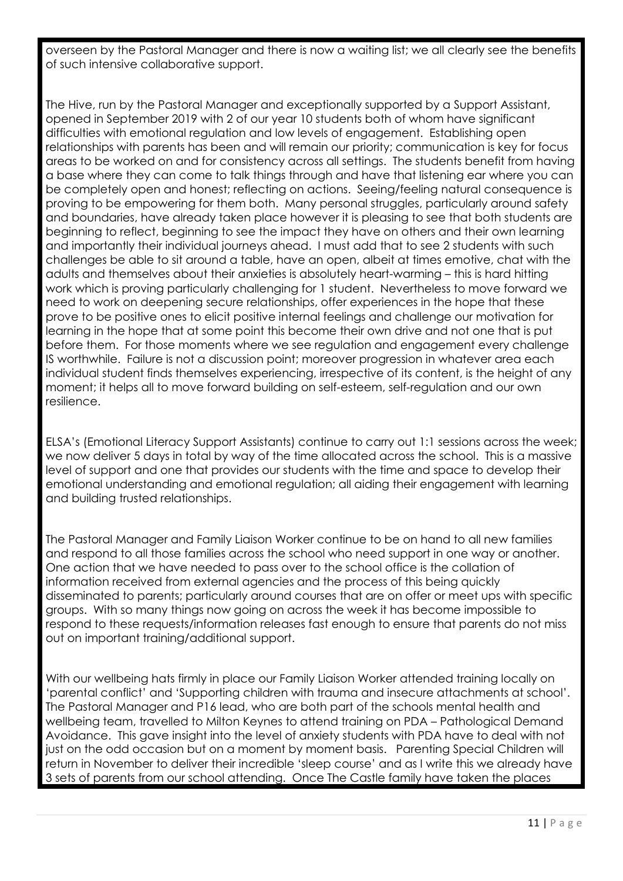overseen by the Pastoral Manager and there is now a waiting list; we all clearly see the benefits of such intensive collaborative support.

The Hive, run by the Pastoral Manager and exceptionally supported by a Support Assistant, opened in September 2019 with 2 of our year 10 students both of whom have significant difficulties with emotional regulation and low levels of engagement. Establishing open relationships with parents has been and will remain our priority; communication is key for focus areas to be worked on and for consistency across all settings. The students benefit from having a base where they can come to talk things through and have that listening ear where you can be completely open and honest; reflecting on actions. Seeing/feeling natural consequence is proving to be empowering for them both. Many personal struggles, particularly around safety and boundaries, have already taken place however it is pleasing to see that both students are beginning to reflect, beginning to see the impact they have on others and their own learning and importantly their individual journeys ahead. I must add that to see 2 students with such challenges be able to sit around a table, have an open, albeit at times emotive, chat with the adults and themselves about their anxieties is absolutely heart-warming – this is hard hitting work which is proving particularly challenging for 1 student. Nevertheless to move forward we need to work on deepening secure relationships, offer experiences in the hope that these prove to be positive ones to elicit positive internal feelings and challenge our motivation for learning in the hope that at some point this become their own drive and not one that is put before them. For those moments where we see regulation and engagement every challenge IS worthwhile. Failure is not a discussion point; moreover progression in whatever area each individual student finds themselves experiencing, irrespective of its content, is the height of any moment; it helps all to move forward building on self-esteem, self-regulation and our own resilience.

ELSA's (Emotional Literacy Support Assistants) continue to carry out 1:1 sessions across the week; we now deliver 5 days in total by way of the time allocated across the school. This is a massive level of support and one that provides our students with the time and space to develop their emotional understanding and emotional regulation; all aiding their engagement with learning and building trusted relationships.

The Pastoral Manager and Family Liaison Worker continue to be on hand to all new families and respond to all those families across the school who need support in one way or another. One action that we have needed to pass over to the school office is the collation of information received from external agencies and the process of this being quickly disseminated to parents; particularly around courses that are on offer or meet ups with specific groups. With so many things now going on across the week it has become impossible to respond to these requests/information releases fast enough to ensure that parents do not miss out on important training/additional support.

With our wellbeing hats firmly in place our Family Liaison Worker attended training locally on 'parental conflict' and 'Supporting children with trauma and insecure attachments at school'. The Pastoral Manager and P16 lead, who are both part of the schools mental health and wellbeing team, travelled to Milton Keynes to attend training on PDA – Pathological Demand Avoidance. This gave insight into the level of anxiety students with PDA have to deal with not just on the odd occasion but on a moment by moment basis. Parenting Special Children will return in November to deliver their incredible 'sleep course' and as I write this we already have 3 sets of parents from our school attending. Once The Castle family have taken the places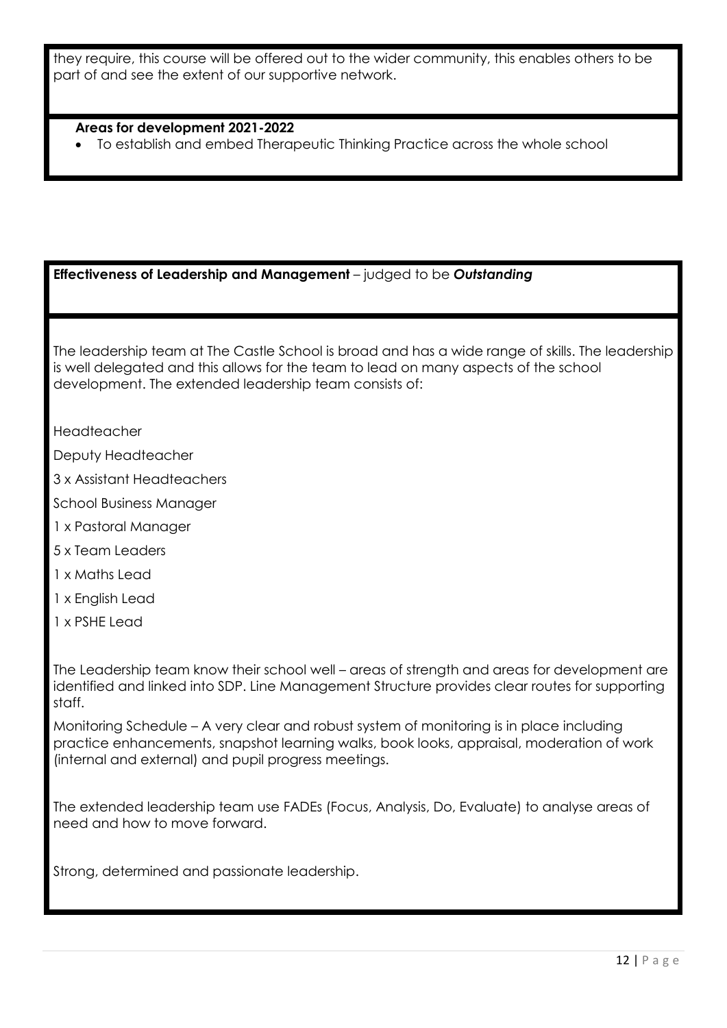they require, this course will be offered out to the wider community, this enables others to be part of and see the extent of our supportive network.

**Areas for development 2021-2022**

- To establish and embed Therapeutic Thinking Practice across the whole school

**Effectiveness of Leadership and Management** – judged to be ***Outstanding***

The leadership team at The Castle School is broad and has a wide range of skills. The leadership is well delegated and this allows for the team to lead on many aspects of the school development. The extended leadership team consists of:

Headteacher

Deputy Headteacher

3 x Assistant Headteachers

School Business Manager

1 x Pastoral Manager

5 x Team Leaders

1 x Maths Lead

1 x English Lead

1 x PSHE Lead

The Leadership team know their school well – areas of strength and areas for development are identified and linked into SDP. Line Management Structure provides clear routes for supporting staff.

Monitoring Schedule – A very clear and robust system of monitoring is in place including practice enhancements, snapshot learning walks, book looks, appraisal, moderation of work (internal and external) and pupil progress meetings.

The extended leadership team use FADEs (Focus, Analysis, Do, Evaluate) to analyse areas of need and how to move forward.

Strong, determined and passionate leadership.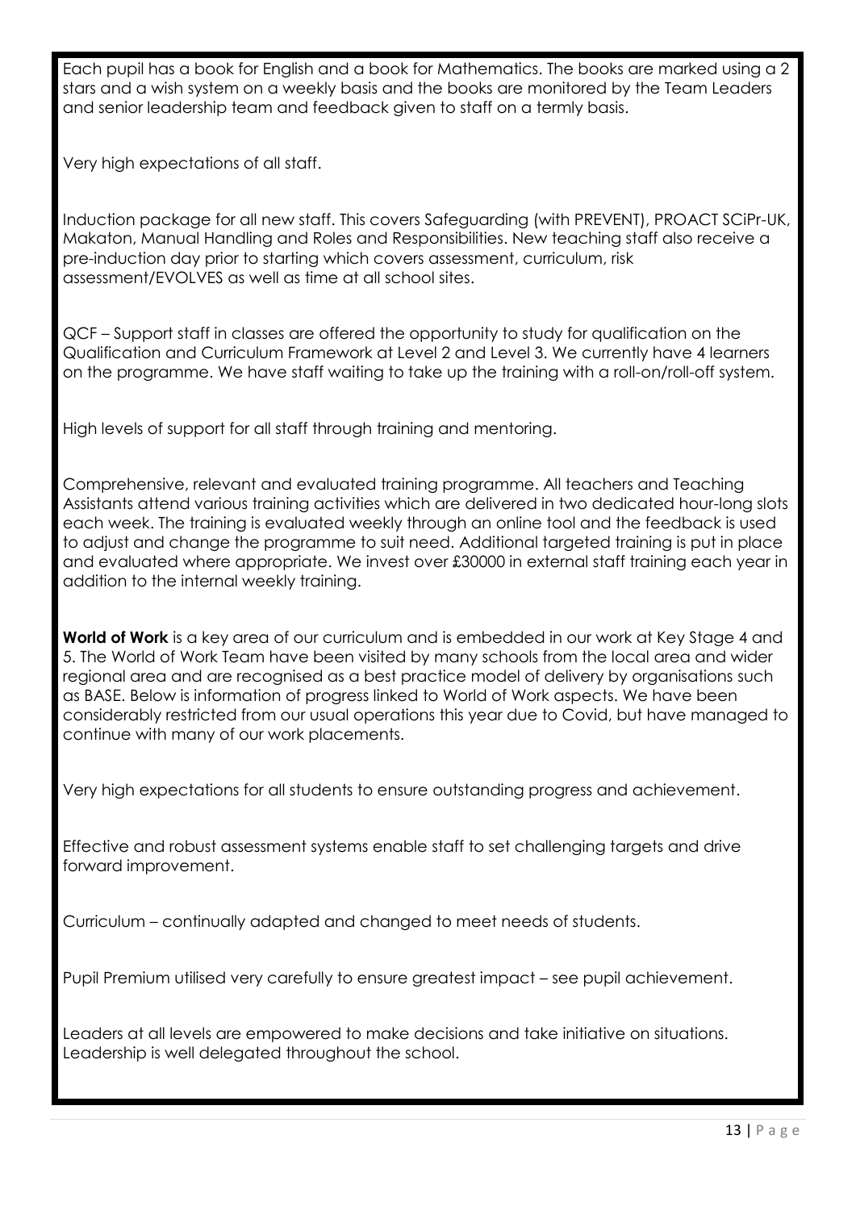Each pupil has a book for English and a book for Mathematics. The books are marked using a 2 stars and a wish system on a weekly basis and the books are monitored by the Team Leaders and senior leadership team and feedback given to staff on a termly basis.

Very high expectations of all staff.

Induction package for all new staff. This covers Safeguarding (with PREVENT), PROACT SCiPr-UK, Makaton, Manual Handling and Roles and Responsibilities. New teaching staff also receive a pre-induction day prior to starting which covers assessment, curriculum, risk assessment/EVOLVES as well as time at all school sites.

QCF – Support staff in classes are offered the opportunity to study for qualification on the Qualification and Curriculum Framework at Level 2 and Level 3. We currently have 4 learners on the programme. We have staff waiting to take up the training with a roll-on/roll-off system.

High levels of support for all staff through training and mentoring.

Comprehensive, relevant and evaluated training programme. All teachers and Teaching Assistants attend various training activities which are delivered in two dedicated hour-long slots each week. The training is evaluated weekly through an online tool and the feedback is used to adjust and change the programme to suit need. Additional targeted training is put in place and evaluated where appropriate. We invest over £30000 in external staff training each year in addition to the internal weekly training.

**World of Work** is a key area of our curriculum and is embedded in our work at Key Stage 4 and 5. The World of Work Team have been visited by many schools from the local area and wider regional area and are recognised as a best practice model of delivery by organisations such as BASE. Below is information of progress linked to World of Work aspects. We have been considerably restricted from our usual operations this year due to Covid, but have managed to continue with many of our work placements.

Very high expectations for all students to ensure outstanding progress and achievement.

Effective and robust assessment systems enable staff to set challenging targets and drive forward improvement.

Curriculum – continually adapted and changed to meet needs of students.

Pupil Premium utilised very carefully to ensure greatest impact – see pupil achievement.

Leaders at all levels are empowered to make decisions and take initiative on situations. Leadership is well delegated throughout the school.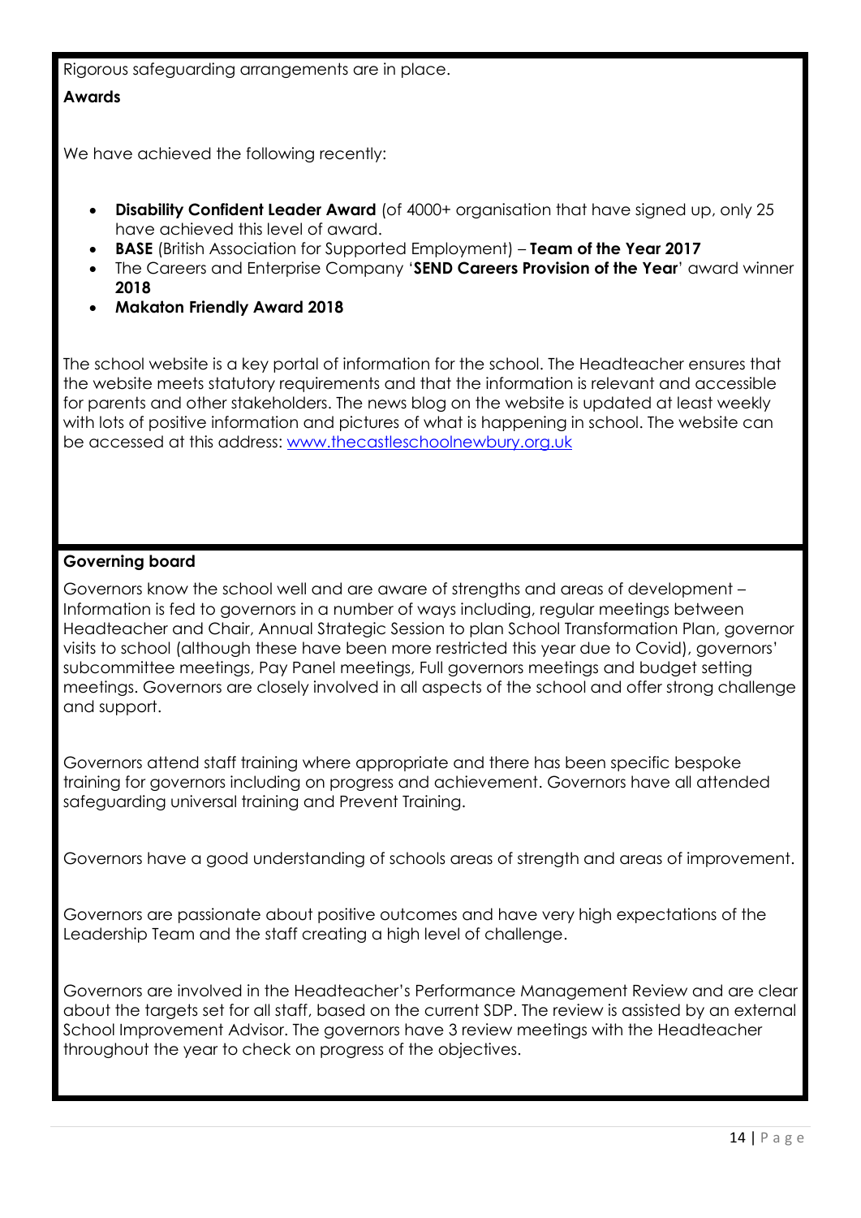Rigorous safeguarding arrangements are in place.

**Awards**

We have achieved the following recently:

- **Disability Confident Leader Award** (of 4000+ organisation that have signed up, only 25 have achieved this level of award.
- **BASE** (British Association for Supported Employment) – **Team of the Year 2017**
- The Careers and Enterprise Company '**SEND Careers Provision of the Year**' award winner **2018**
- **Makaton Friendly Award 2018**

The school website is a key portal of information for the school. The Headteacher ensures that the website meets statutory requirements and that the information is relevant and accessible for parents and other stakeholders. The news blog on the website is updated at least weekly with lots of positive information and pictures of what is happening in school. The website can be accessed at this address: [www.thecastleschoolnewbury.org.uk](http://www.thecastleschoolnewbury.org.uk)

**Governing board**

Governors know the school well and are aware of strengths and areas of development – Information is fed to governors in a number of ways including, regular meetings between Headteacher and Chair, Annual Strategic Session to plan School Transformation Plan, governor visits to school (although these have been more restricted this year due to Covid), governors' subcommittee meetings, Pay Panel meetings, Full governors meetings and budget setting meetings. Governors are closely involved in all aspects of the school and offer strong challenge and support.

Governors attend staff training where appropriate and there has been specific bespoke training for governors including on progress and achievement. Governors have all attended safeguarding universal training and Prevent Training.

Governors have a good understanding of schools areas of strength and areas of improvement.

Governors are passionate about positive outcomes and have very high expectations of the Leadership Team and the staff creating a high level of challenge.

Governors are involved in the Headteacher's Performance Management Review and are clear about the targets set for all staff, based on the current SDP. The review is assisted by an external School Improvement Advisor. The governors have 3 review meetings with the Headteacher throughout the year to check on progress of the objectives.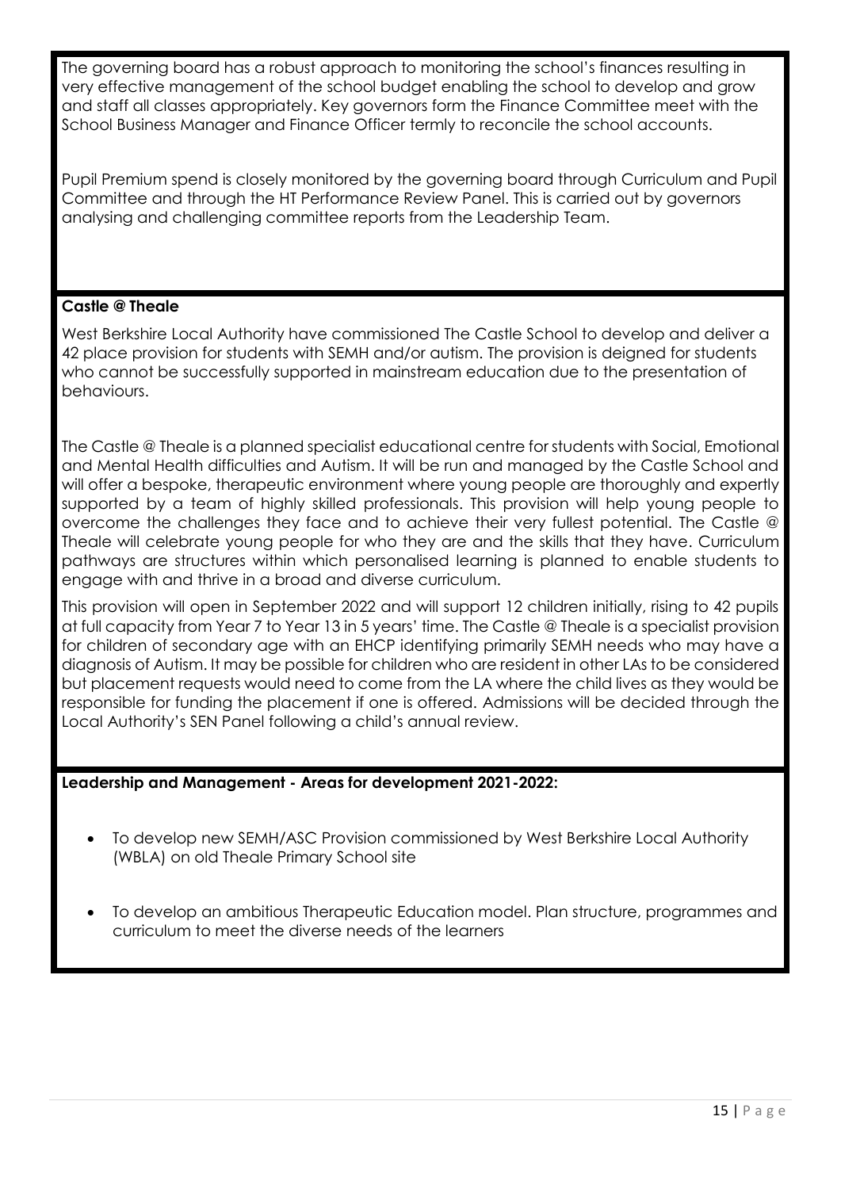The governing board has a robust approach to monitoring the school's finances resulting in very effective management of the school budget enabling the school to develop and grow and staff all classes appropriately. Key governors form the Finance Committee meet with the School Business Manager and Finance Officer termly to reconcile the school accounts.

Pupil Premium spend is closely monitored by the governing board through Curriculum and Pupil Committee and through the HT Performance Review Panel. This is carried out by governors analysing and challenging committee reports from the Leadership Team.

**Castle @ Theale**

West Berkshire Local Authority have commissioned The Castle School to develop and deliver a 42 place provision for students with SEMH and/or autism. The provision is deigned for students who cannot be successfully supported in mainstream education due to the presentation of behaviours.

The Castle @ Theale is a planned specialist educational centre for students with Social, Emotional and Mental Health difficulties and Autism. It will be run and managed by the Castle School and will offer a bespoke, therapeutic environment where young people are thoroughly and expertly supported by a team of highly skilled professionals. This provision will help young people to overcome the challenges they face and to achieve their very fullest potential. The Castle @ Theale will celebrate young people for who they are and the skills that they have. Curriculum pathways are structures within which personalised learning is planned to enable students to engage with and thrive in a broad and diverse curriculum.

This provision will open in September 2022 and will support 12 children initially, rising to 42 pupils at full capacity from Year 7 to Year 13 in 5 years' time. The Castle @ Theale is a specialist provision for children of secondary age with an EHCP identifying primarily SEMH needs who may have a diagnosis of Autism. It may be possible for children who are resident in other LAs to be considered but placement requests would need to come from the LA where the child lives as they would be responsible for funding the placement if one is offered. Admissions will be decided through the Local Authority's SEN Panel following a child's annual review.

**Leadership and Management - Areas for development 2021-2022:**

- To develop new SEMH/ASC Provision commissioned by West Berkshire Local Authority (WBLA) on old Theale Primary School site
- To develop an ambitious Therapeutic Education model. Plan structure, programmes and curriculum to meet the diverse needs of the learners